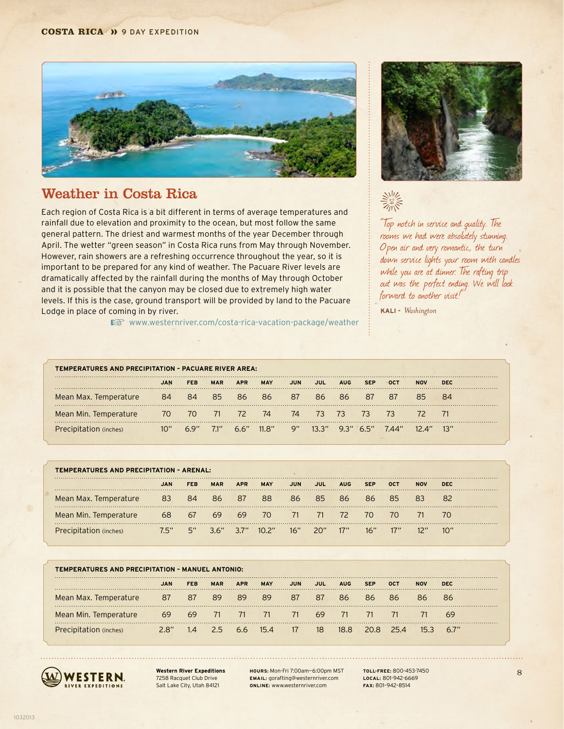# Weather in Costa Rica

Each region of Costa Rica is a bit different in terms of average temperatures and rainfall due to elevation and proximity to the ocean, but most follow the same general pattern. The driest and warmest months of the year December through April. The wetter "green season" in Costa Rica runs from May through November. However, rain showers are a refreshing occurrence throughout the year, so it is important to be prepared for any kind of weather. The Pacuare River levels are dramatically affected by the rainfall during the months of May through October and it is possible that the canyon may be closed due to extremely high water levels. If this is the case, ground transport will be provided by land to the Pacuare Lodge in place of coming in by river.

☞ www.westernriver.com/costa-rica-vacation-package/weather

*"Top notch in service and quality. The rooms we had were absolutely stunning. Open air and very romantic, the turn down service lights your room with candles while you are at dinner. The rafting trip out was the perfect ending. We will look forward to another visit!"*

**KALI -** *Washington*

**TEMPERATURES AND PRECIPITATION - PACUARE RIVER AREA:**

| | JAN | FEB | MAR | APR | MAY | JUN | JUL | AUG | SEP | OCT | NOV | DEC |
|---|---|---|---|---|---|---|---|---|---|---|---|---|
| Mean Max. Temperature | 84 | 84 | 85 | 86 | 86 | 87 | 86 | 86 | 87 | 87 | 85 | 84 |
| Mean Min. Temperature | 70 | 70 | 71 | 72 | 74 | 74 | 73 | 73 | 73 | 73 | 72 | 71 |
| Precipitation (inches) | 10" | 6.9" | 7.1" | 6.6" | 11.8" | 9" | 13.3" | 9.3" | 6.5" | 7.44" | 12.4" | 13" |

**TEMPERATURES AND PRECIPITATION - ARENAL:**

| | JAN | FEB | MAR | APR | MAY | JUN | JUL | AUG | SEP | OCT | NOV | DEC |
|---|---|---|---|---|---|---|---|---|---|---|---|---|
| Mean Max. Temperature | 83 | 84 | 86 | 87 | 88 | 86 | 85 | 86 | 86 | 85 | 83 | 82 |
| Mean Min. Temperature | 68 | 67 | 69 | 69 | 70 | 71 | 71 | 72 | 70 | 70 | 71 | 70 |
| Precipitation (inches) | 7.5" | 5" | 3.6" | 3.7" | 10.2" | 16" | 20" | 17" | 16" | 17" | 12" | 10" |

**TEMPERATURES AND PRECIPITATION - MANUEL ANTONIO:**

| | JAN | FEB | MAR | APR | MAY | JUN | JUL | AUG | SEP | OCT | NOV | DEC |
|---|---|---|---|---|---|---|---|---|---|---|---|---|
| Mean Max. Temperature | 87 | 87 | 89 | 89 | 89 | 87 | 87 | 86 | 86 | 86 | 86 | 86 |
| Mean Min. Temperature | 69 | 69 | 71 | 71 | 71 | 71 | 69 | 71 | 71 | 71 | 71 | 69 |
| Precipitation (inches) | 2.8" | 1.4 | 2.5 | 6.6 | 15.4 | 17 | 18 | 18.8 | 20.8 | 25.4 | 15.3 | 6.7" |

**Western River Expeditions**
7258 Racquet Club Drive
Salt Lake City, Utah 84121

**HOURS:** Mon-Fri 7:00am–6:00pm MST
**EMAIL:** gorafting@westernriver.com
**ONLINE:** www.westernriver.com

**TOLL-FREE:** 800-453-7450
**LOCAL:** 801-942-6669
**FAX:** 801-942-8514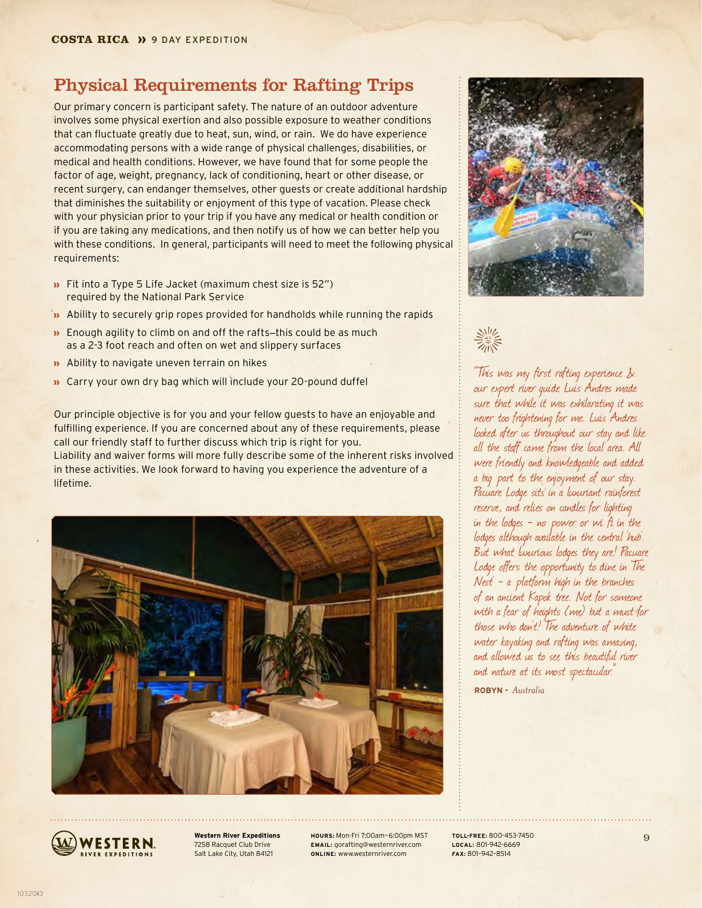## Physical Requirements for Rafting Trips

Our primary concern is participant safety. The nature of an outdoor adventure involves some physical exertion and also possible exposure to weather conditions that can fluctuate greatly due to heat, sun, wind, or rain. We do have experience accommodating persons with a wide range of physical challenges, disabilities, or medical and health conditions. However, we have found that for some people the factor of age, weight, pregnancy, lack of conditioning, heart or other disease, or recent surgery, can endanger themselves, other guests or create additional hardship that diminishes the suitability or enjoyment of this type of vacation. Please check with your physician prior to your trip if you have any medical or health condition or if you are taking any medications, and then notify us of how we can better help you with these conditions. In general, participants will need to meet the following physical requirements:

- Fit into a Type 5 Life Jacket (maximum chest size is 52") required by the National Park Service
- Ability to securely grip ropes provided for handholds while running the rapids
- Enough agility to climb on and off the rafts—this could be as much as a 2-3 foot reach and often on wet and slippery surfaces
- Ability to navigate uneven terrain on hikes
- Carry your own dry bag which will include your 20-pound duffel

Our principle objective is for you and your fellow guests to have an enjoyable and fulfilling experience. If you are concerned about any of these requirements, please call our friendly staff to further discuss which trip is right for you.
Liability and waiver forms will more fully describe some of the inherent risks involved in these activities. We look forward to having you experience the adventure of a lifetime.

*"This was my first rafting experience & our expert river guide Luis Andres made sure that while it was exhilarating it was never too frightening for me. Luis Andres looked after us throughout our stay and like all the staff came from the local area. All were friendly and knowledgeable and added a big part to the enjoyment of our stay. Pacuare Lodge sits in a luxuriant rainforest reserve, and relies on candles for lighting in the lodges – no power or wi fi in the lodges although available in the central 'hub'. But what luxurious lodges they are! Pacuare Lodge offers the opportunity to dine in 'The Nest' – a platform high in the branches of an ancient Kapok tree. Not for someone with a fear of heights (me) but a must for those who don't! The adventure of white water kayaking and rafting was amazing, and allowed us to see this beautiful river and nature at its most spectacular."*

**ROBYN** - *Australia*

**Western River Expeditions**
7258 Racquet Club Drive
Salt Lake City, Utah 84121

**HOURS:** Mon-Fri 7:00am–6:00pm MST
**EMAIL:** gorafting@westernriver.com
**ONLINE:** www.westernriver.com

**TOLL-FREE:** 800-453-7450
**LOCAL:** 801-942-6669
**FAX:** 801-942-8514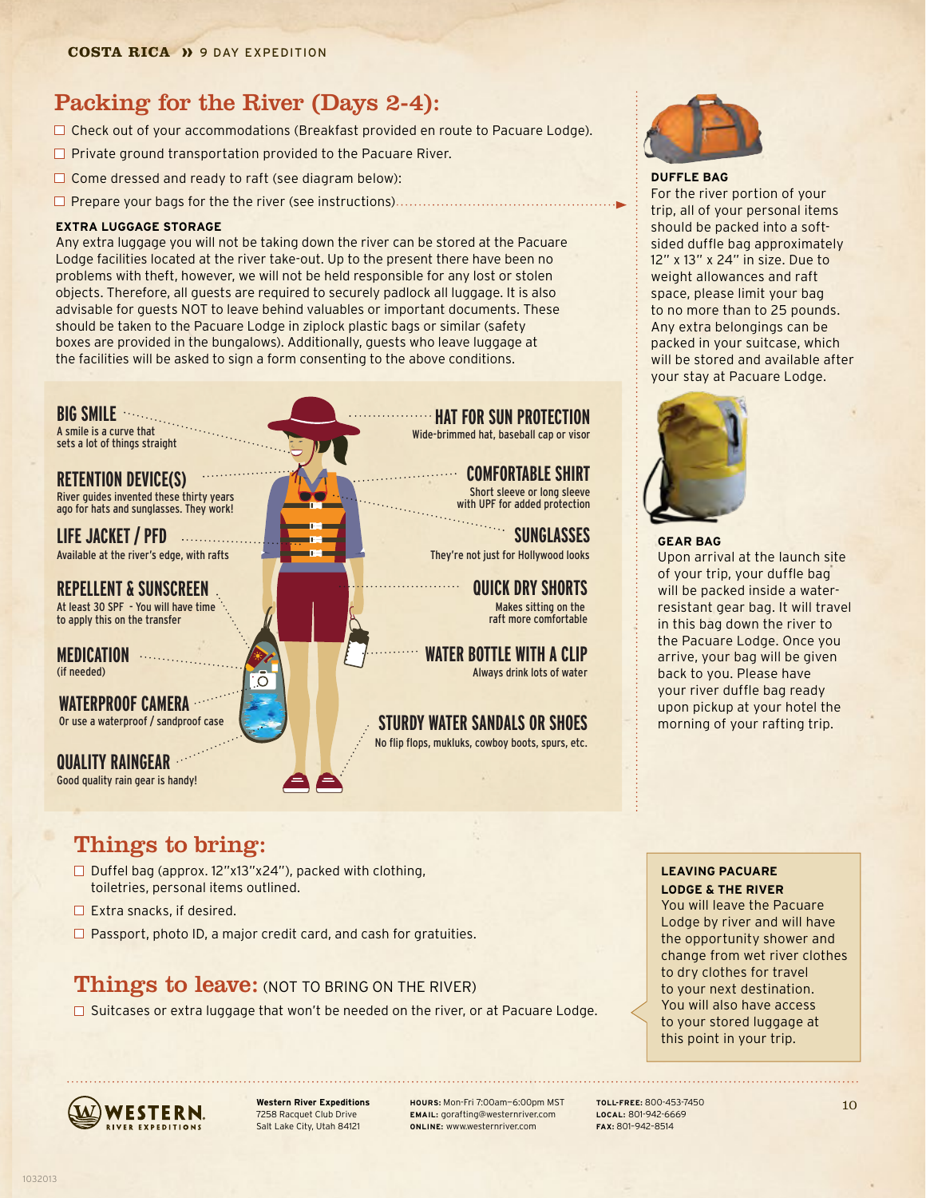COSTA RICA » 9 DAY EXPEDITION

# Packing for the River (Days 2-4):

- ☐ Check out of your accommodations (Breakfast provided en route to Pacuare Lodge).
- ☐ Private ground transportation provided to the Pacuare River.
- ☐ Come dressed and ready to raft (see diagram below):
- ☐ Prepare your bags for the the river (see instructions)

**EXTRA LUGGAGE STORAGE**

Any extra luggage you will not be taking down the river can be stored at the Pacuare Lodge facilities located at the river take-out. Up to the present there have been no problems with theft, however, we will not be held responsible for any lost or stolen objects. Therefore, all guests are required to securely padlock all luggage. It is also advisable for guests NOT to leave behind valuables or important documents. These should be taken to the Pacuare Lodge in ziplock plastic bags or similar (safety boxes are provided in the bungalows). Additionally, guests who leave luggage at the facilities will be asked to sign a form consenting to the above conditions.

**BIG SMILE**
A smile is a curve that sets a lot of things straight

**RETENTION DEVICE(S)**
River guides invented these thirty years ago for hats and sunglasses. They work!

**LIFE JACKET / PFD**
Available at the river's edge, with rafts

**REPELLENT & SUNSCREEN**
At least 30 SPF - You will have time to apply this on the transfer

**MEDICATION**
(if needed)

**WATERPROOF CAMERA**
Or use a waterproof / sandproof case

**QUALITY RAINGEAR**
Good quality rain gear is handy!

**HAT FOR SUN PROTECTION**
Wide-brimmed hat, baseball cap or visor

**COMFORTABLE SHIRT**
Short sleeve or long sleeve with UPF for added protection

**SUNGLASSES**
They're not just for Hollywood looks

**QUICK DRY SHORTS**
Makes sitting on the raft more comfortable

**WATER BOTTLE WITH A CLIP**
Always drink lots of water

**STURDY WATER SANDALS OR SHOES**
No flip flops, mukluks, cowboy boots, spurs, etc.

**DUFFLE BAG**

For the river portion of your trip, all of your personal items should be packed into a soft-sided duffle bag approximately 12" x 13" x 24" in size. Due to weight allowances and raft space, please limit your bag to no more than to 25 pounds. Any extra belongings can be packed in your suitcase, which will be stored and available after your stay at Pacuare Lodge.

**GEAR BAG**

Upon arrival at the launch site of your trip, your duffle bag will be packed inside a water-resistant gear bag. It will travel in this bag down the river to the Pacuare Lodge. Once you arrive, your bag will be given back to you. Please have your river duffle bag ready upon pickup at your hotel the morning of your rafting trip.

# Things to bring:

- ☐ Duffel bag (approx. 12"x13"x24"), packed with clothing, toiletries, personal items outlined.
- ☐ Extra snacks, if desired.
- ☐ Passport, photo ID, a major credit card, and cash for gratuities.

# Things to leave: (NOT TO BRING ON THE RIVER)

- ☐ Suitcases or extra luggage that won't be needed on the river, or at Pacuare Lodge.

**LEAVING PACUARE LODGE & THE RIVER**

You will leave the Pacuare Lodge by river and will have the opportunity shower and change from wet river clothes to dry clothes for travel to your next destination. You will also have access to your stored luggage at this point in your trip.

WESTERN RIVER EXPEDITIONS

**Western River Expeditions**
7258 Racquet Club Drive
Salt Lake City, Utah 84121

**HOURS:** Mon-Fri 7:00am–6:00pm MST
**EMAIL:** gorafting@westernriver.com
**ONLINE:** www.westernriver.com

**TOLL-FREE:** 800-453-7450
**LOCAL:** 801-942-6669
**FAX:** 801-942-8514

1032013